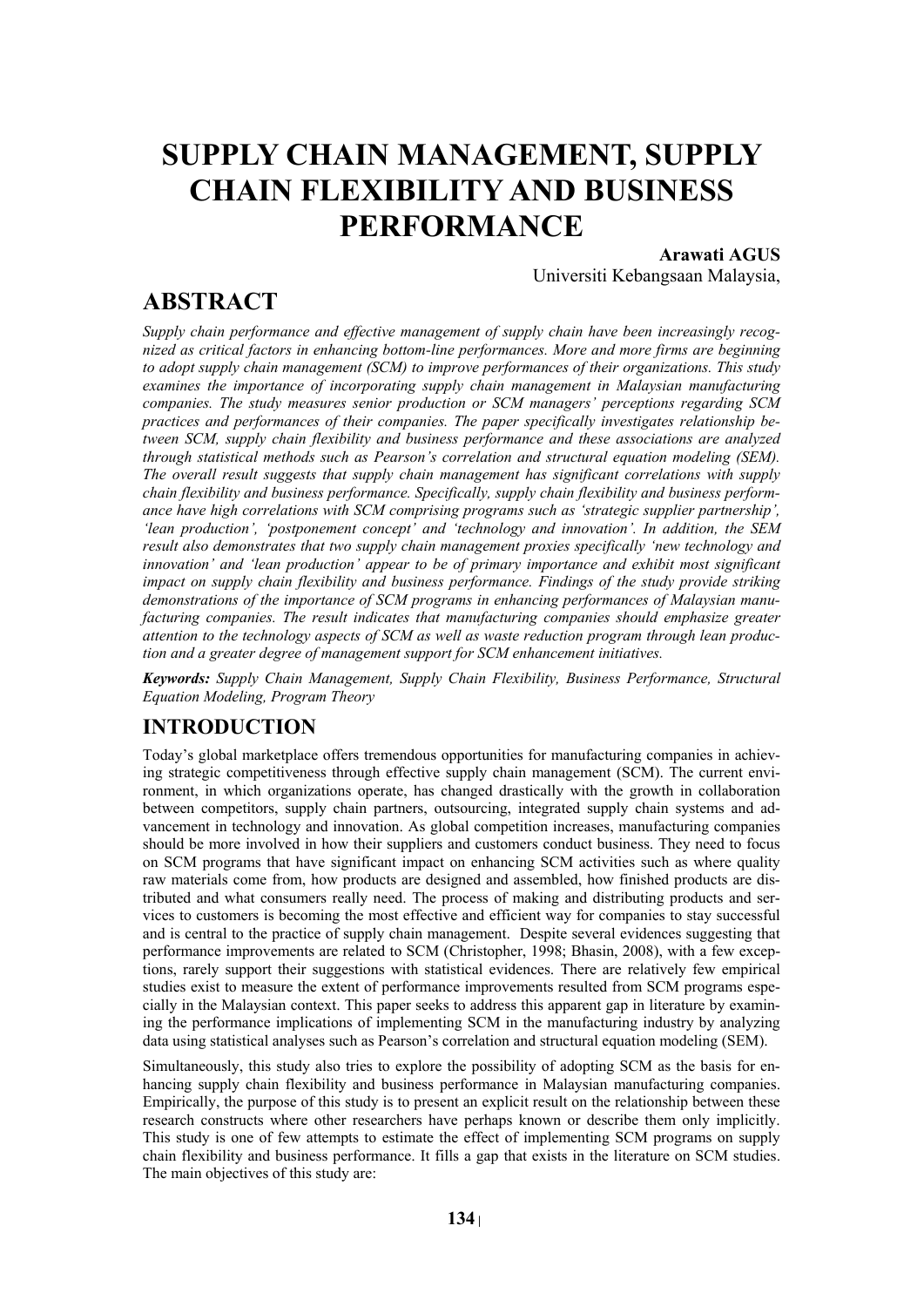# SUPPLY CHAIN MANAGEMENT, SUPPLY CHAIN FLEXIBILITY AND BUSINESS PERFORMANCE

**Arawati AGUS**

Universiti Kebangsaan Malaysia,

## ABSTRACT

*Supply chain performance and effective management of supply chain have been increasingly recognized as critical factors in enhancing bottom-line performances. More and more firms are beginning to adopt supply chain management (SCM) to improve performances of their organizations. This study examines the importance of incorporating supply chain management in Malaysian manufacturing companies. The study measures senior production or SCM managers' perceptions regarding SCM practices and performances of their companies. The paper specifically investigates relationship between SCM, supply chain flexibility and business performance and these associations are analyzed through statistical methods such as Pearson's correlation and structural equation modeling (SEM). The overall result suggests that supply chain management has significant correlations with supply chain flexibility and business performance. Specifically, supply chain flexibility and business performance have high correlations with SCM comprising programs such as 'strategic supplier partnership', 'lean production', 'postponement concept' and 'technology and innovation'. In addition, the SEM result also demonstrates that two supply chain management proxies specifically 'new technology and innovation' and 'lean production' appear to be of primary importance and exhibit most significant impact on supply chain flexibility and business performance. Findings of the study provide striking demonstrations of the importance of SCM programs in enhancing performances of Malaysian manufacturing companies. The result indicates that manufacturing companies should emphasize greater attention to the technology aspects of SCM as well as waste reduction program through lean production and a greater degree of management support for SCM enhancement initiatives.*

***Keywords:*** *Supply Chain Management, Supply Chain Flexibility, Business Performance, Structural Equation Modeling, Program Theory*

## INTRODUCTION

Today's global marketplace offers tremendous opportunities for manufacturing companies in achieving strategic competitiveness through effective supply chain management (SCM). The current environment, in which organizations operate, has changed drastically with the growth in collaboration between competitors, supply chain partners, outsourcing, integrated supply chain systems and advancement in technology and innovation. As global competition increases, manufacturing companies should be more involved in how their suppliers and customers conduct business. They need to focus on SCM programs that have significant impact on enhancing SCM activities such as where quality raw materials come from, how products are designed and assembled, how finished products are distributed and what consumers really need. The process of making and distributing products and services to customers is becoming the most effective and efficient way for companies to stay successful and is central to the practice of supply chain management. Despite several evidences suggesting that performance improvements are related to SCM (Christopher, 1998; Bhasin, 2008), with a few exceptions, rarely support their suggestions with statistical evidences. There are relatively few empirical studies exist to measure the extent of performance improvements resulted from SCM programs especially in the Malaysian context. This paper seeks to address this apparent gap in literature by examining the performance implications of implementing SCM in the manufacturing industry by analyzing data using statistical analyses such as Pearson's correlation and structural equation modeling (SEM).

Simultaneously, this study also tries to explore the possibility of adopting SCM as the basis for enhancing supply chain flexibility and business performance in Malaysian manufacturing companies. Empirically, the purpose of this study is to present an explicit result on the relationship between these research constructs where other researchers have perhaps known or describe them only implicitly. This study is one of few attempts to estimate the effect of implementing SCM programs on supply chain flexibility and business performance. It fills a gap that exists in the literature on SCM studies. The main objectives of this study are: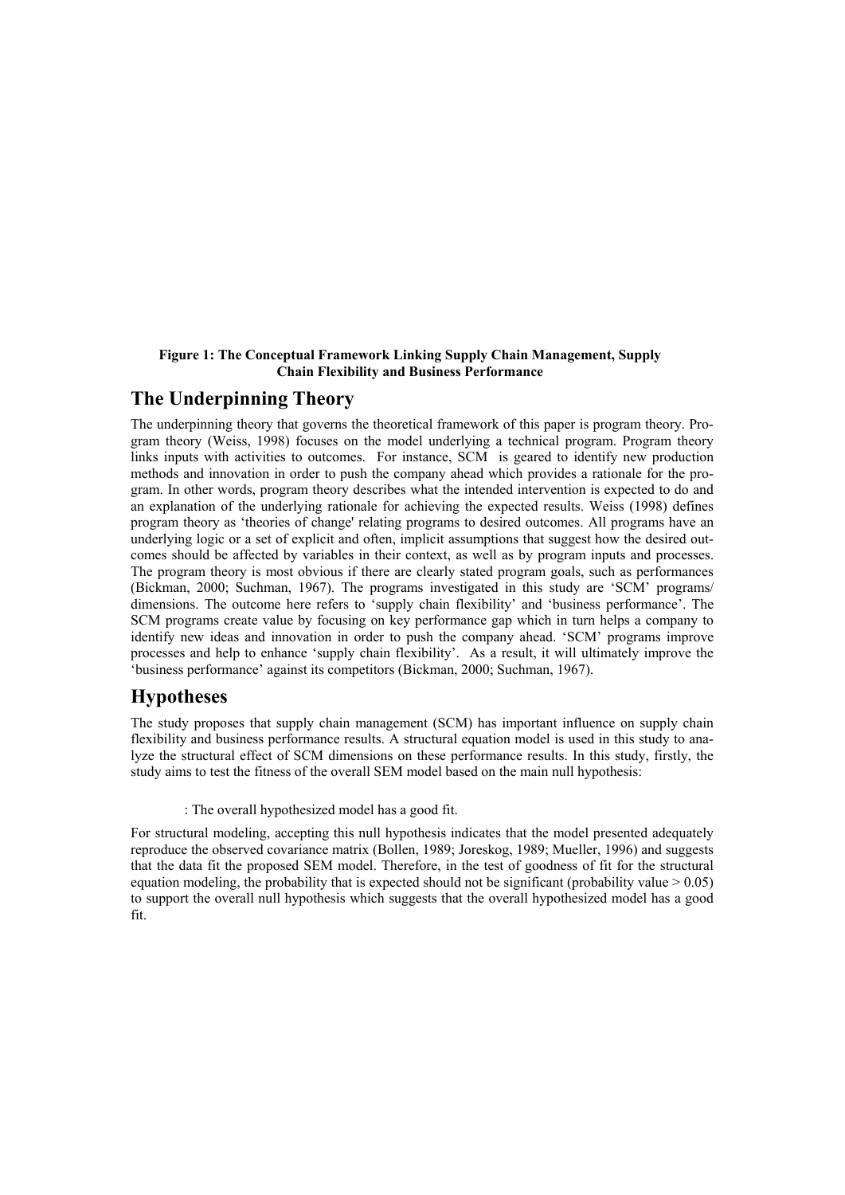**Figure 1: The Conceptual Framework Linking Supply Chain Management, Supply Chain Flexibility and Business Performance**

## The Underpinning Theory

The underpinning theory that governs the theoretical framework of this paper is program theory. Program theory (Weiss, 1998) focuses on the model underlying a technical program. Program theory links inputs with activities to outcomes. For instance, SCM is geared to identify new production methods and innovation in order to push the company ahead which provides a rationale for the program. In other words, program theory describes what the intended intervention is expected to do and an explanation of the underlying rationale for achieving the expected results. Weiss (1998) defines program theory as 'theories of change' relating programs to desired outcomes. All programs have an underlying logic or a set of explicit and often, implicit assumptions that suggest how the desired outcomes should be affected by variables in their context, as well as by program inputs and processes. The program theory is most obvious if there are clearly stated program goals, such as performances (Bickman, 2000; Suchman, 1967). The programs investigated in this study are 'SCM' programs/ dimensions. The outcome here refers to 'supply chain flexibility' and 'business performance'. The SCM programs create value by focusing on key performance gap which in turn helps a company to identify new ideas and innovation in order to push the company ahead. 'SCM' programs improve processes and help to enhance 'supply chain flexibility'. As a result, it will ultimately improve the 'business performance' against its competitors (Bickman, 2000; Suchman, 1967).

## Hypotheses

The study proposes that supply chain management (SCM) has important influence on supply chain flexibility and business performance results. A structural equation model is used in this study to analyze the structural effect of SCM dimensions on these performance results. In this study, firstly, the study aims to test the fitness of the overall SEM model based on the main null hypothesis:

: The overall hypothesized model has a good fit.

For structural modeling, accepting this null hypothesis indicates that the model presented adequately reproduce the observed covariance matrix (Bollen, 1989; Joreskog, 1989; Mueller, 1996) and suggests that the data fit the proposed SEM model. Therefore, in the test of goodness of fit for the structural equation modeling, the probability that is expected should not be significant (probability value $> 0.05$) to support the overall null hypothesis which suggests that the overall hypothesized model has a good fit.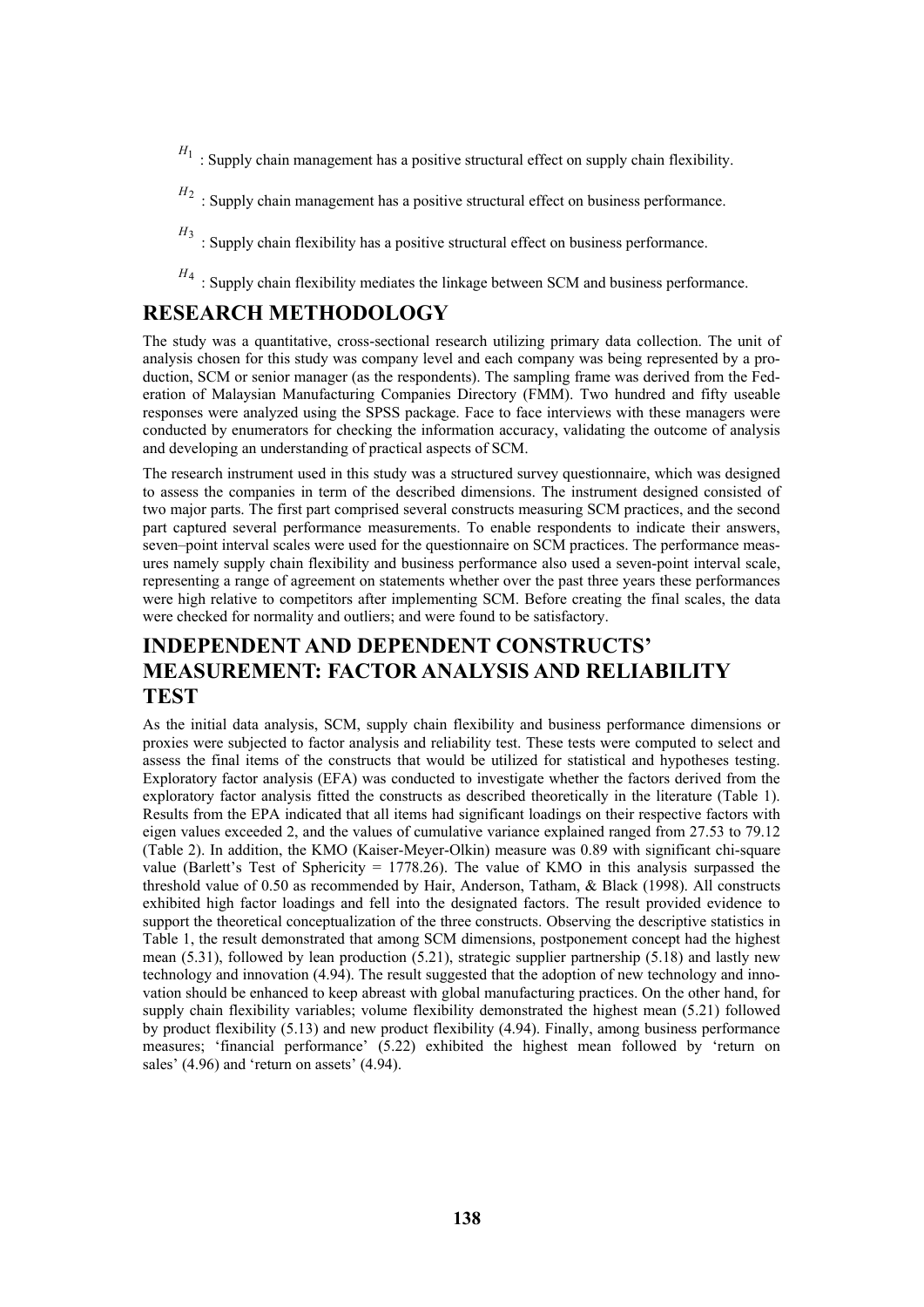$H_1$ : Supply chain management has a positive structural effect on supply chain flexibility.

$H_2$ : Supply chain management has a positive structural effect on business performance.

$H_3$ : Supply chain flexibility has a positive structural effect on business performance.

$H_4$ : Supply chain flexibility mediates the linkage between SCM and business performance.

## RESEARCH METHODOLOGY

The study was a quantitative, cross-sectional research utilizing primary data collection. The unit of analysis chosen for this study was company level and each company was being represented by a production, SCM or senior manager (as the respondents). The sampling frame was derived from the Federation of Malaysian Manufacturing Companies Directory (FMM). Two hundred and fifty useable responses were analyzed using the SPSS package. Face to face interviews with these managers were conducted by enumerators for checking the information accuracy, validating the outcome of analysis and developing an understanding of practical aspects of SCM.

The research instrument used in this study was a structured survey questionnaire, which was designed to assess the companies in term of the described dimensions. The instrument designed consisted of two major parts. The first part comprised several constructs measuring SCM practices, and the second part captured several performance measurements. To enable respondents to indicate their answers, seven–point interval scales were used for the questionnaire on SCM practices. The performance measures namely supply chain flexibility and business performance also used a seven-point interval scale, representing a range of agreement on statements whether over the past three years these performances were high relative to competitors after implementing SCM. Before creating the final scales, the data were checked for normality and outliers; and were found to be satisfactory.

## INDEPENDENT AND DEPENDENT CONSTRUCTS' MEASUREMENT: FACTOR ANALYSIS AND RELIABILITY TEST

As the initial data analysis, SCM, supply chain flexibility and business performance dimensions or proxies were subjected to factor analysis and reliability test. These tests were computed to select and assess the final items of the constructs that would be utilized for statistical and hypotheses testing. Exploratory factor analysis (EFA) was conducted to investigate whether the factors derived from the exploratory factor analysis fitted the constructs as described theoretically in the literature (Table 1). Results from the EPA indicated that all items had significant loadings on their respective factors with eigen values exceeded 2, and the values of cumulative variance explained ranged from 27.53 to 79.12 (Table 2). In addition, the KMO (Kaiser-Meyer-Olkin) measure was 0.89 with significant chi-square value (Barlett's Test of Sphericity = 1778.26). The value of KMO in this analysis surpassed the threshold value of 0.50 as recommended by Hair, Anderson, Tatham, & Black (1998). All constructs exhibited high factor loadings and fell into the designated factors. The result provided evidence to support the theoretical conceptualization of the three constructs. Observing the descriptive statistics in Table 1, the result demonstrated that among SCM dimensions, postponement concept had the highest mean (5.31), followed by lean production (5.21), strategic supplier partnership (5.18) and lastly new technology and innovation (4.94). The result suggested that the adoption of new technology and innovation should be enhanced to keep abreast with global manufacturing practices. On the other hand, for supply chain flexibility variables; volume flexibility demonstrated the highest mean (5.21) followed by product flexibility (5.13) and new product flexibility (4.94). Finally, among business performance measures; 'financial performance' (5.22) exhibited the highest mean followed by 'return on sales' (4.96) and 'return on assets' (4.94).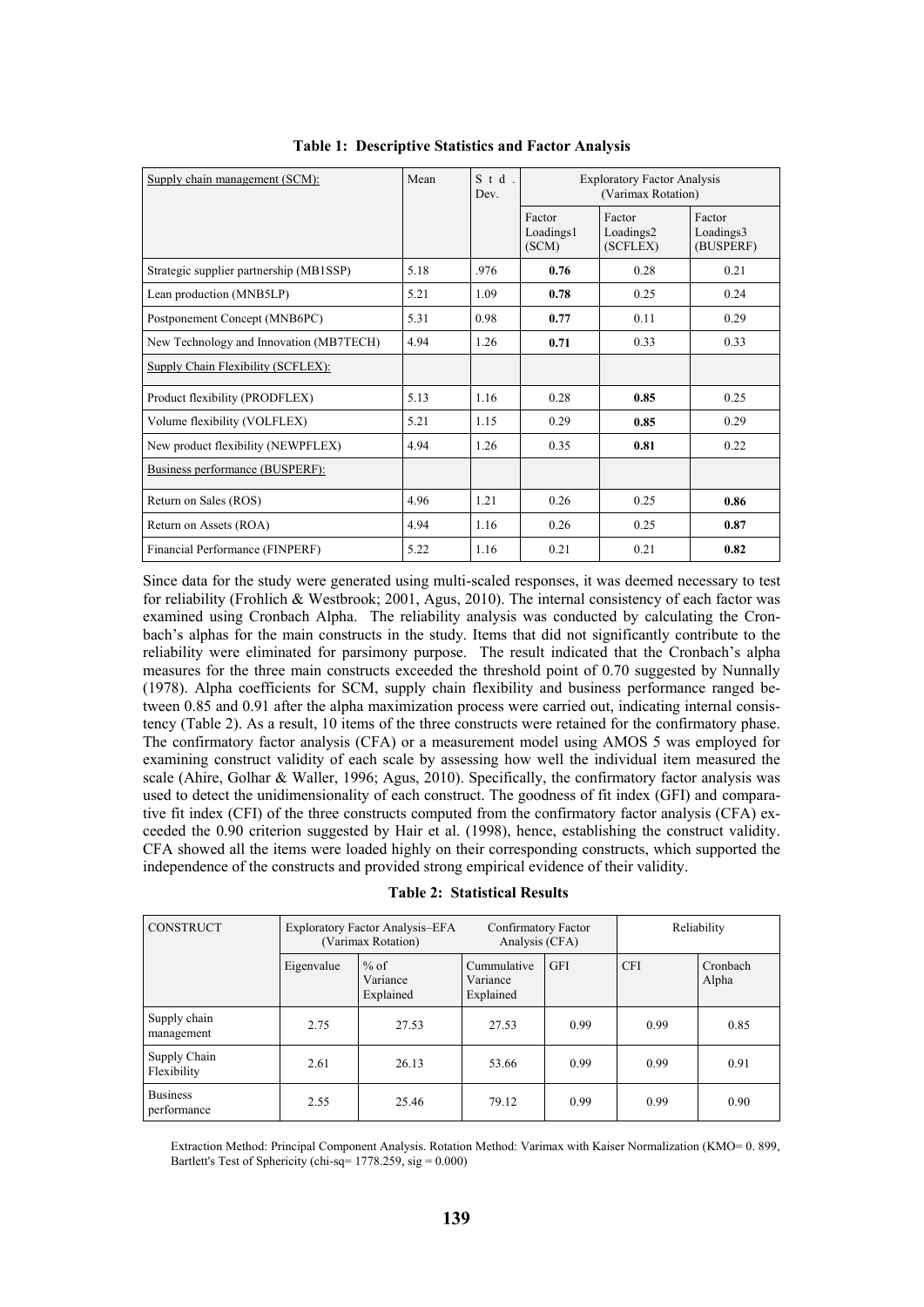**Table 1: Descriptive Statistics and Factor Analysis**

| Supply chain management (SCM): | Mean | Std. Dev. | Exploratory Factor Analysis (Varimax Rotation) | | |
|---|---|---|---|---|---|
| | | | Factor Loadings1 (SCM) | Factor Loadings2 (SCFLEX) | Factor Loadings3 (BUSPERF) |
| Strategic supplier partnership (MB1SSP) | 5.18 | .976 | **0.76** | 0.28 | 0.21 |
| Lean production (MNB5LP) | 5.21 | 1.09 | **0.78** | 0.25 | 0.24 |
| Postponement Concept (MNB6PC) | 5.31 | 0.98 | **0.77** | 0.11 | 0.29 |
| New Technology and Innovation (MB7TECH) | 4.94 | 1.26 | **0.71** | 0.33 | 0.33 |
| Supply Chain Flexibility (SCFLEX): | | | | | |
| Product flexibility (PRODFLEX) | 5.13 | 1.16 | 0.28 | **0.85** | 0.25 |
| Volume flexibility (VOLFLEX) | 5.21 | 1.15 | 0.29 | **0.85** | 0.29 |
| New product flexibility (NEWPFLEX) | 4.94 | 1.26 | 0.35 | **0.81** | 0.22 |
| Business performance (BUSPERF): | | | | | |
| Return on Sales (ROS) | 4.96 | 1.21 | 0.26 | 0.25 | **0.86** |
| Return on Assets (ROA) | 4.94 | 1.16 | 0.26 | 0.25 | **0.87** |
| Financial Performance (FINPERF) | 5.22 | 1.16 | 0.21 | 0.21 | **0.82** |

Since data for the study were generated using multi-scaled responses, it was deemed necessary to test for reliability (Frohlich & Westbrook; 2001, Agus, 2010). The internal consistency of each factor was examined using Cronbach Alpha. The reliability analysis was conducted by calculating the Cronbach's alphas for the main constructs in the study. Items that did not significantly contribute to the reliability were eliminated for parsimony purpose. The result indicated that the Cronbach's alpha measures for the three main constructs exceeded the threshold point of 0.70 suggested by Nunnally (1978). Alpha coefficients for SCM, supply chain flexibility and business performance ranged between 0.85 and 0.91 after the alpha maximization process were carried out, indicating internal consistency (Table 2). As a result, 10 items of the three constructs were retained for the confirmatory phase. The confirmatory factor analysis (CFA) or a measurement model using AMOS 5 was employed for examining construct validity of each scale by assessing how well the individual item measured the scale (Ahire, Golhar & Waller, 1996; Agus, 2010). Specifically, the confirmatory factor analysis was used to detect the unidimensionality of each construct. The goodness of fit index (GFI) and comparative fit index (CFI) of the three constructs computed from the confirmatory factor analysis (CFA) exceeded the 0.90 criterion suggested by Hair et al. (1998), hence, establishing the construct validity. CFA showed all the items were loaded highly on their corresponding constructs, which supported the independence of the constructs and provided strong empirical evidence of their validity.

**Table 2: Statistical Results**

| CONSTRUCT | Exploratory Factor Analysis–EFA (Varimax Rotation) | | Confirmatory Factor Analysis (CFA) | | Reliability | |
|---|---|---|---|---|---|---|
| | Eigenvalue | % of Variance Explained | Cummulative Variance Explained | GFI | CFI | Cronbach Alpha |
| Supply chain management | 2.75 | 27.53 | 27.53 | 0.99 | 0.99 | 0.85 |
| Supply Chain Flexibility | 2.61 | 26.13 | 53.66 | 0.99 | 0.99 | 0.91 |
| Business performance | 2.55 | 25.46 | 79.12 | 0.99 | 0.99 | 0.90 |

Extraction Method: Principal Component Analysis. Rotation Method: Varimax with Kaiser Normalization (KMO= 0. 899, Bartlett's Test of Sphericity (chi-sq= 1778.259, sig = 0.000)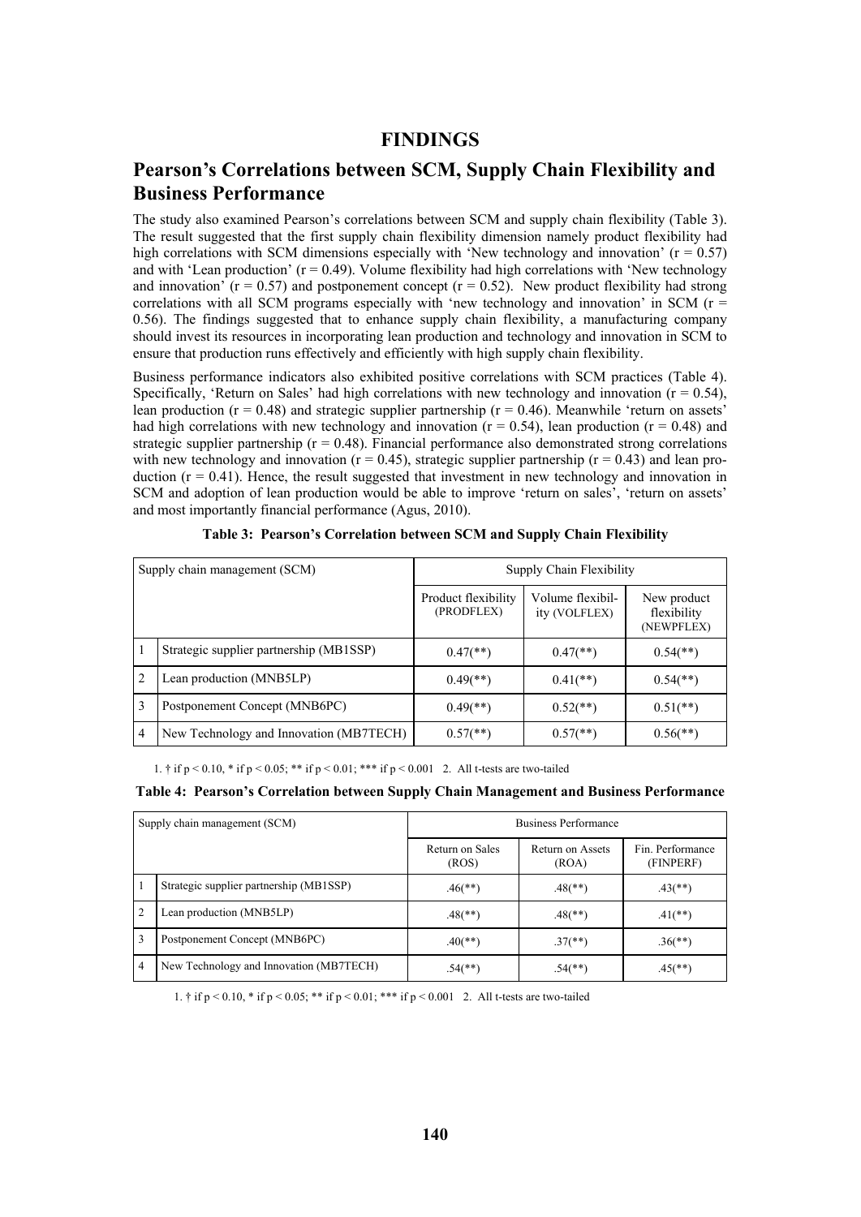# FINDINGS

## Pearson's Correlations between SCM, Supply Chain Flexibility and Business Performance

The study also examined Pearson's correlations between SCM and supply chain flexibility (Table 3). The result suggested that the first supply chain flexibility dimension namely product flexibility had high correlations with SCM dimensions especially with 'New technology and innovation' ($r = 0.57$) and with 'Lean production' ($r = 0.49$). Volume flexibility had high correlations with 'New technology and innovation' ($r = 0.57$) and postponement concept ($r = 0.52$). New product flexibility had strong correlations with all SCM programs especially with 'new technology and innovation' in SCM ($r = 0.56$). The findings suggested that to enhance supply chain flexibility, a manufacturing company should invest its resources in incorporating lean production and technology and innovation in SCM to ensure that production runs effectively and efficiently with high supply chain flexibility.

Business performance indicators also exhibited positive correlations with SCM practices (Table 4). Specifically, 'Return on Sales' had high correlations with new technology and innovation ($r = 0.54$), lean production ($r = 0.48$) and strategic supplier partnership ($r = 0.46$). Meanwhile 'return on assets' had high correlations with new technology and innovation ($r = 0.54$), lean production ($r = 0.48$) and strategic supplier partnership ($r = 0.48$). Financial performance also demonstrated strong correlations with new technology and innovation ($r = 0.45$), strategic supplier partnership ($r = 0.43$) and lean production ($r = 0.41$). Hence, the result suggested that investment in new technology and innovation in SCM and adoption of lean production would be able to improve 'return on sales', 'return on assets' and most importantly financial performance (Agus, 2010).

**Table 3: Pearson's Correlation between SCM and Supply Chain Flexibility**

| Supply chain management (SCM) | | Supply Chain Flexibility | | |
|---|---|---|---|---|
| | | Product flexibility (PRODFLEX) | Volume flexibility (VOLFLEX) | New product flexibility (NEWPFLEX) |
| 1 | Strategic supplier partnership (MB1SSP) | 0.47(**) | 0.47(**) | 0.54(**) |
| 2 | Lean production (MNB5LP) | 0.49(**) | 0.41(**) | 0.54(**) |
| 3 | Postponement Concept (MNB6PC) | 0.49(**) | 0.52(**) | 0.51(**) |
| 4 | New Technology and Innovation (MB7TECH) | 0.57(**) | 0.57(**) | 0.56(**) |

1. † if $p < 0.10$, * if $p < 0.05$; ** if $p < 0.01$; *** if $p < 0.001$ 2. All t-tests are two-tailed

**Table 4: Pearson's Correlation between Supply Chain Management and Business Performance**

| Supply chain management (SCM) | | Business Performance | | |
|---|---|---|---|---|
| | | Return on Sales (ROS) | Return on Assets (ROA) | Fin. Performance (FINPERF) |
| 1 | Strategic supplier partnership (MB1SSP) | .46(**) | .48(**) | .43(**) |
| 2 | Lean production (MNB5LP) | .48(**) | .48(**) | .41(**) |
| 3 | Postponement Concept (MNB6PC) | .40(**) | .37(**) | .36(**) |
| 4 | New Technology and Innovation (MB7TECH) | .54(**) | .54(**) | .45(**) |

1. † if $p < 0.10$, * if $p < 0.05$; ** if $p < 0.01$; *** if $p < 0.001$ 2. All t-tests are two-tailed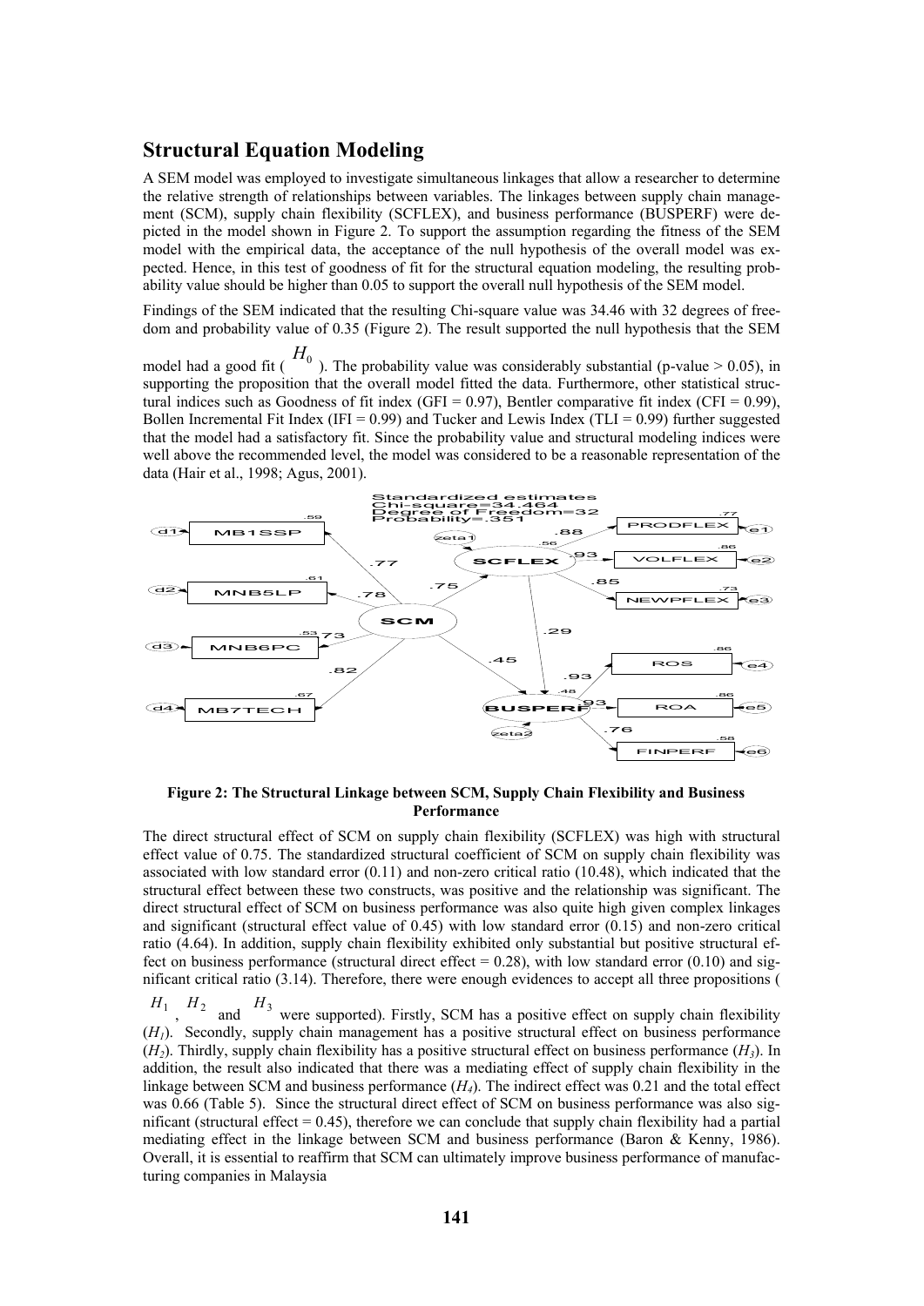## Structural Equation Modeling

A SEM model was employed to investigate simultaneous linkages that allow a researcher to determine the relative strength of relationships between variables. The linkages between supply chain management (SCM), supply chain flexibility (SCFLEX), and business performance (BUSPERF) were depicted in the model shown in Figure 2. To support the assumption regarding the fitness of the SEM model with the empirical data, the acceptance of the null hypothesis of the overall model was expected. Hence, in this test of goodness of fit for the structural equation modeling, the resulting probability value should be higher than 0.05 to support the overall null hypothesis of the SEM model.

Findings of the SEM indicated that the resulting Chi-square value was 34.46 with 32 degrees of freedom and probability value of 0.35 (Figure 2). The result supported the null hypothesis that the SEM model had a good fit ($H_0$). The probability value was considerably substantial (p-value > 0.05), in supporting the proposition that the overall model fitted the data. Furthermore, other statistical structural indices such as Goodness of fit index (GFI = 0.97), Bentler comparative fit index (CFI = 0.99), Bollen Incremental Fit Index (IFI = 0.99) and Tucker and Lewis Index (TLI = 0.99) further suggested that the model had a satisfactory fit. Since the probability value and structural modeling indices were well above the recommended level, the model was considered to be a reasonable representation of the data (Hair et al., 1998; Agus, 2001).

**Figure 2: The Structural Linkage between SCM, Supply Chain Flexibility and Business Performance**

The direct structural effect of SCM on supply chain flexibility (SCFLEX) was high with structural effect value of 0.75. The standardized structural coefficient of SCM on supply chain flexibility was associated with low standard error (0.11) and non-zero critical ratio (10.48), which indicated that the structural effect between these two constructs, was positive and the relationship was significant. The direct structural effect of SCM on business performance was also quite high given complex linkages and significant (structural effect value of 0.45) with low standard error (0.15) and non-zero critical ratio (4.64). In addition, supply chain flexibility exhibited only substantial but positive structural effect on business performance (structural direct effect = 0.28), with low standard error (0.10) and significant critical ratio (3.14). Therefore, there were enough evidences to accept all three propositions ($H_1$, $H_2$ and $H_3$ were supported). Firstly, SCM has a positive effect on supply chain flexibility ($H_1$). Secondly, supply chain management has a positive structural effect on business performance ($H_2$). Thirdly, supply chain flexibility has a positive structural effect on business performance ($H_3$). In addition, the result also indicated that there was a mediating effect of supply chain flexibility in the linkage between SCM and business performance ($H_4$). The indirect effect was 0.21 and the total effect was 0.66 (Table 5). Since the structural direct effect of SCM on business performance was also significant (structural effect = 0.45), therefore we can conclude that supply chain flexibility had a partial mediating effect in the linkage between SCM and business performance (Baron & Kenny, 1986). Overall, it is essential to reaffirm that SCM can ultimately improve business performance of manufacturing companies in Malaysia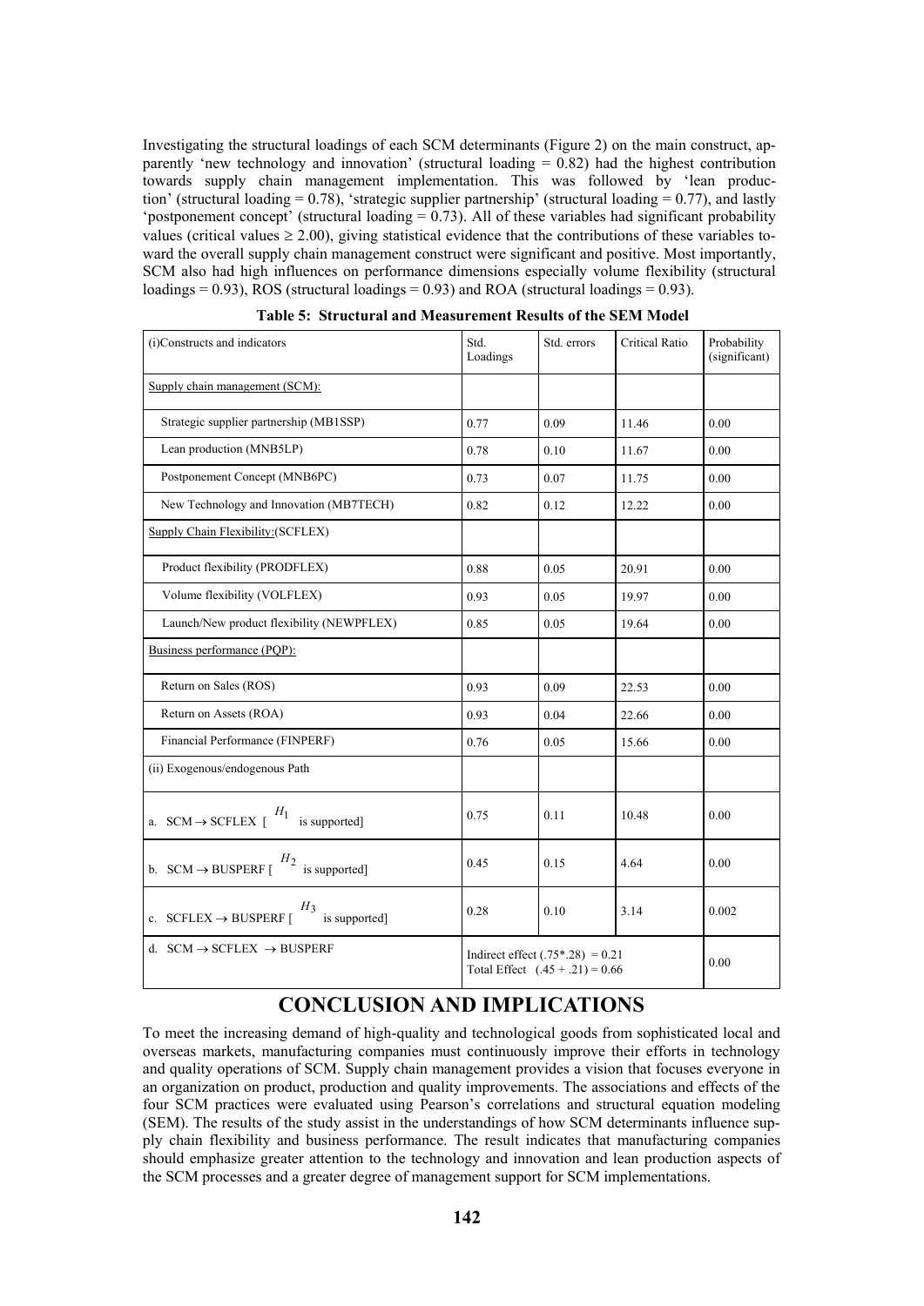Investigating the structural loadings of each SCM determinants (Figure 2) on the main construct, apparently 'new technology and innovation' (structural loading = 0.82) had the highest contribution towards supply chain management implementation. This was followed by 'lean production' (structural loading = 0.78), 'strategic supplier partnership' (structural loading = 0.77), and lastly 'postponement concept' (structural loading = 0.73). All of these variables had significant probability values (critical values ≥ 2.00), giving statistical evidence that the contributions of these variables toward the overall supply chain management construct were significant and positive. Most importantly, SCM also had high influences on performance dimensions especially volume flexibility (structural loadings = 0.93), ROS (structural loadings = 0.93) and ROA (structural loadings = 0.93).

**Table 5: Structural and Measurement Results of the SEM Model**

| (i)Constructs and indicators | Std. Loadings | Std. errors | Critical Ratio | Probability (significant) |
|---|---|---|---|---|
| Supply chain management (SCM): | | | | |
| Strategic supplier partnership (MB1SSP) | 0.77 | 0.09 | 11.46 | 0.00 |
| Lean production (MNB5LP) | 0.78 | 0.10 | 11.67 | 0.00 |
| Postponement Concept (MNB6PC) | 0.73 | 0.07 | 11.75 | 0.00 |
| New Technology and Innovation (MB7TECH) | 0.82 | 0.12 | 12.22 | 0.00 |
| Supply Chain Flexibility:(SCFLEX) | | | | |
| Product flexibility (PRODFLEX) | 0.88 | 0.05 | 20.91 | 0.00 |
| Volume flexibility (VOLFLEX) | 0.93 | 0.05 | 19.97 | 0.00 |
| Launch/New product flexibility (NEWPFLEX) | 0.85 | 0.05 | 19.64 | 0.00 |
| Business performance (PQP): | | | | |
| Return on Sales (ROS) | 0.93 | 0.09 | 22.53 | 0.00 |
| Return on Assets (ROA) | 0.93 | 0.04 | 22.66 | 0.00 |
| Financial Performance (FINPERF) | 0.76 | 0.05 | 15.66 | 0.00 |
| (ii) Exogenous/endogenous Path | | | | |
| a. SCM → SCFLEX [ $H_1$ is supported] | 0.75 | 0.11 | 10.48 | 0.00 |
| b. SCM → BUSPERF [ $H_2$ is supported] | 0.45 | 0.15 | 4.64 | 0.00 |
| c. SCFLEX → BUSPERF [ $H_3$ is supported] | 0.28 | 0.10 | 3.14 | 0.002 |
| d. SCM → SCFLEX → BUSPERF | Indirect effect (.75*.28) = 0.21<br>Total Effect (.45 + .21) = 0.66 | | | 0.00 |

# CONCLUSION AND IMPLICATIONS

To meet the increasing demand of high-quality and technological goods from sophisticated local and overseas markets, manufacturing companies must continuously improve their efforts in technology and quality operations of SCM. Supply chain management provides a vision that focuses everyone in an organization on product, production and quality improvements. The associations and effects of the four SCM practices were evaluated using Pearson's correlations and structural equation modeling (SEM). The results of the study assist in the understandings of how SCM determinants influence supply chain flexibility and business performance. The result indicates that manufacturing companies should emphasize greater attention to the technology and innovation and lean production aspects of the SCM processes and a greater degree of management support for SCM implementations.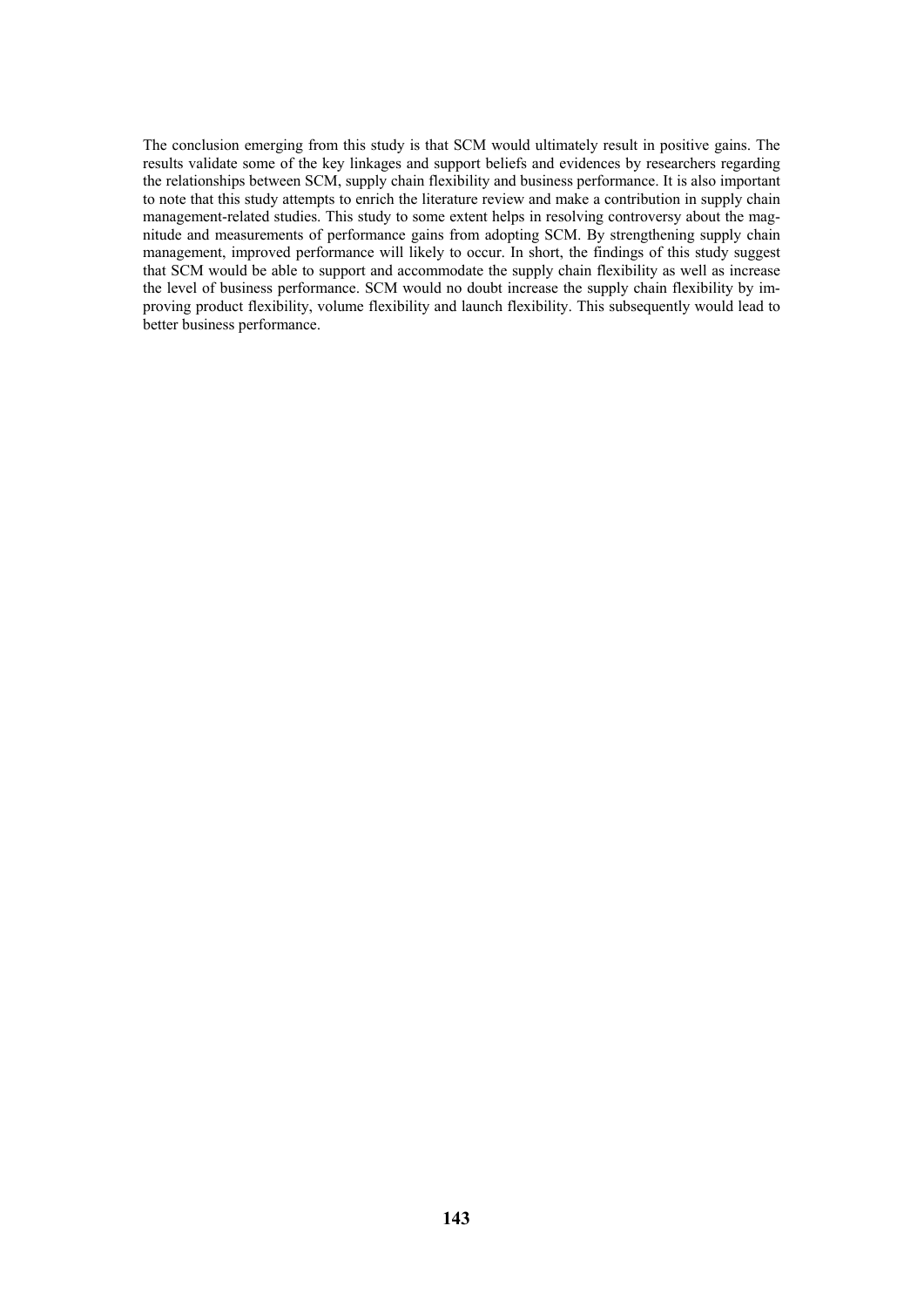The conclusion emerging from this study is that SCM would ultimately result in positive gains. The results validate some of the key linkages and support beliefs and evidences by researchers regarding the relationships between SCM, supply chain flexibility and business performance. It is also important to note that this study attempts to enrich the literature review and make a contribution in supply chain management-related studies. This study to some extent helps in resolving controversy about the magnitude and measurements of performance gains from adopting SCM. By strengthening supply chain management, improved performance will likely to occur. In short, the findings of this study suggest that SCM would be able to support and accommodate the supply chain flexibility as well as increase the level of business performance. SCM would no doubt increase the supply chain flexibility by improving product flexibility, volume flexibility and launch flexibility. This subsequently would lead to better business performance.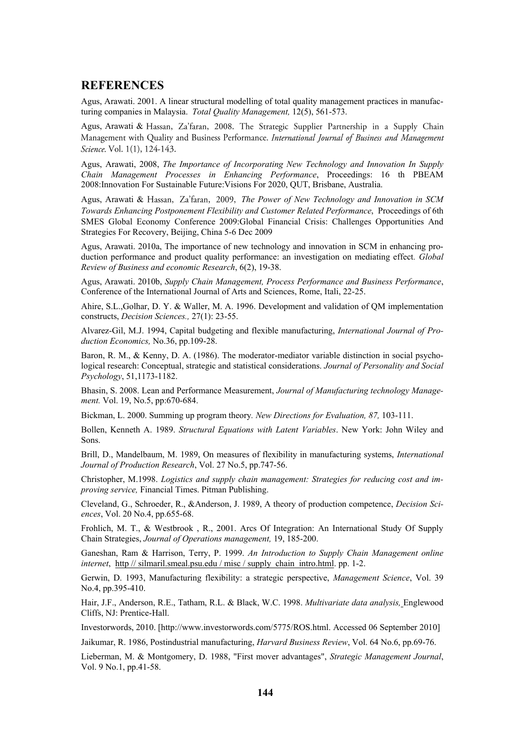## REFERENCES

Agus, Arawati. 2001. A linear structural modelling of total quality management practices in manufacturing companies in Malaysia. *Total Quality Management,* 12(5), 561-573.

Agus, Arawati & Hassan, Za'faran, 2008. The Strategic Supplier Partnership in a Supply Chain Management with Quality and Business Performance. *International Journal of Business and Management Science.* Vol. 1(1), 124-143.

Agus, Arawati, 2008, *The Importance of Incorporating New Technology and Innovation In Supply Chain Management Processes in Enhancing Performance*, Proceedings: 16 th PBEAM 2008:Innovation For Sustainable Future:Visions For 2020, QUT, Brisbane, Australia.

Agus, Arawati & Hassan, Za'faran, 2009, *The Power of New Technology and Innovation in SCM Towards Enhancing Postponement Flexibility and Customer Related Performance*, Proceedings of 6th SMES Global Economy Conference 2009:Global Financial Crisis: Challenges Opportunities And Strategies For Recovery, Beijing, China 5-6 Dec 2009

Agus, Arawati. 2010a, The importance of new technology and innovation in SCM in enhancing production performance and product quality performance: an investigation on mediating effect. *Global Review of Business and economic Research*, 6(2), 19-38.

Agus, Arawati. 2010b, *Supply Chain Management, Process Performance and Business Performance*, Conference of the International Journal of Arts and Sciences, Rome, Itali, 22-25.

Ahire, S.L.,Golhar, D. Y. & Waller, M. A. 1996. Development and validation of QM implementation constructs, *Decision Sciences.,* 27(1): 23-55.

Alvarez-Gil, M.J. 1994, Capital budgeting and flexible manufacturing, *International Journal of Production Economics,* No.36, pp.109-28.

Baron, R. M., & Kenny, D. A. (1986). The moderator-mediator variable distinction in social psychological research: Conceptual, strategic and statistical considerations. *Journal of Personality and Social Psychology*, 51,1173-1182.

Bhasin, S. 2008. Lean and Performance Measurement, *Journal of Manufacturing technology Management.* Vol. 19, No.5, pp:670-684.

Bickman, L. 2000. Summing up program theory*. New Directions for Evaluation, 87,* 103-111.

Bollen, Kenneth A. 1989. *Structural Equations with Latent Variables*. New York: John Wiley and Sons.

Brill, D., Mandelbaum, M. 1989, On measures of flexibility in manufacturing systems, *International Journal of Production Research*, Vol. 27 No.5, pp.747-56.

Christopher, M.1998. *Logistics and supply chain management: Strategies for reducing cost and improving service,* Financial Times. Pitman Publishing.

Cleveland, G., Schroeder, R., &Anderson, J. 1989, A theory of production competence, *Decision Sciences*, Vol. 20 No.4, pp.655-68.

Frohlich, M. T., & Westbrook , R., 2001. Arcs Of Integration: An International Study Of Supply Chain Strategies, *Journal of Operations management,* 19, 185-200.

Ganeshan, Ram & Harrison, Terry, P. 1999. *An Introduction to Supply Chain Management online internet*, http // silmaril.smeal.psu.edu / misc / supply_chain_intro.html. pp. 1-2.

Gerwin, D. 1993, Manufacturing flexibility: a strategic perspective, *Management Science*, Vol. 39 No.4, pp.395-410.

Hair, J.F., Anderson, R.E., Tatham, R.L. & Black, W.C. 1998. *Multivariate data analysis,* Englewood Cliffs, NJ: Prentice-Hall.

Investorwords, 2010. [http://www.investorwords.com/5775/ROS.html. Accessed 06 September 2010]

Jaikumar, R. 1986, Postindustrial manufacturing, *Harvard Business Review*, Vol. 64 No.6, pp.69-76.

Lieberman, M. & Montgomery, D. 1988, "First mover advantages", *Strategic Management Journal*, Vol. 9 No.1, pp.41-58.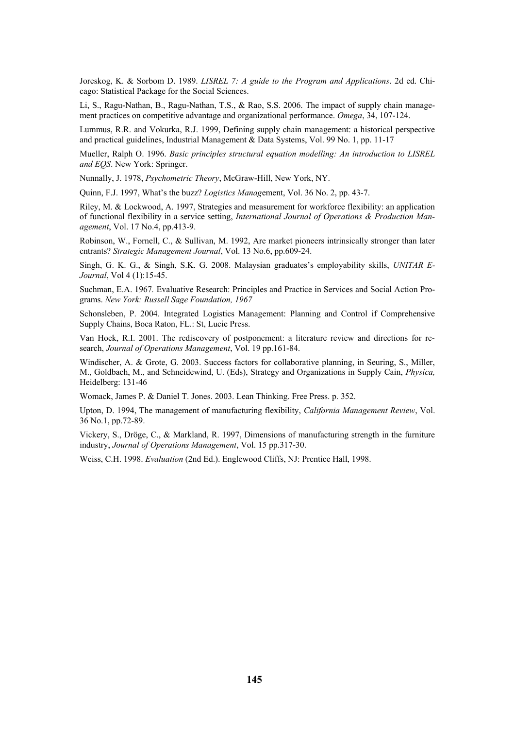Joreskog, K. & Sorbom D. 1989. *LISREL 7: A guide to the Program and Applications*. 2d ed. Chicago: Statistical Package for the Social Sciences.

Li, S., Ragu-Nathan, B., Ragu-Nathan, T.S., & Rao, S.S. 2006. The impact of supply chain management practices on competitive advantage and organizational performance. *Omega*, 34, 107-124.

Lummus, R.R. and Vokurka, R.J. 1999, Defining supply chain management: a historical perspective and practical guidelines, Industrial Management & Data Systems, Vol. 99 No. 1, pp. 11-17

Mueller, Ralph O. 1996. *Basic principles structural equation modelling: An introduction to LISREL and EQS*. New York: Springer.

Nunnally, J. 1978, *Psychometric Theory*, McGraw-Hill, New York, NY.

Quinn, F.J. 1997, What's the buzz? *Logistics Manag*ement, Vol. 36 No. 2, pp. 43-7.

Riley, M. & Lockwood, A. 1997, Strategies and measurement for workforce flexibility: an application of functional flexibility in a service setting, *International Journal of Operations & Production Management*, Vol. 17 No.4, pp.413-9.

Robinson, W., Fornell, C., & Sullivan, M. 1992, Are market pioneers intrinsically stronger than later entrants? *Strategic Management Journal*, Vol. 13 No.6, pp.609-24.

Singh, G. K. G., & Singh, S.K. G. 2008. Malaysian graduates's employability skills, *UNITAR E-Journal*, Vol 4 (1):15-45.

Suchman, E.A. 1967*.* Evaluative Research: Principles and Practice in Services and Social Action Programs. *New York: Russell Sage Foundation, 1967*

Schonsleben, P. 2004. Integrated Logistics Management: Planning and Control if Comprehensive Supply Chains, Boca Raton, FL.: St, Lucie Press.

Van Hoek, R.I. 2001. The rediscovery of postponement: a literature review and directions for research, *Journal of Operations Management*, Vol. 19 pp.161-84.

Windischer, A. & Grote, G. 2003. Success factors for collaborative planning, in Seuring, S., Miller, M., Goldbach, M., and Schneidewind, U. (Eds), Strategy and Organizations in Supply Cain, *Physica,* Heidelberg: 131-46

Womack, James P. & Daniel T. Jones. 2003. Lean Thinking. Free Press. p. 352.

Upton, D. 1994, The management of manufacturing flexibility, *California Management Review*, Vol. 36 No.1, pp.72-89.

Vickery, S., Dröge, C., & Markland, R. 1997, Dimensions of manufacturing strength in the furniture industry, *Journal of Operations Management*, Vol. 15 pp.317-30.

Weiss, C.H. 1998. *Evaluation* (2nd Ed.). Englewood Cliffs, NJ: Prentice Hall, 1998.